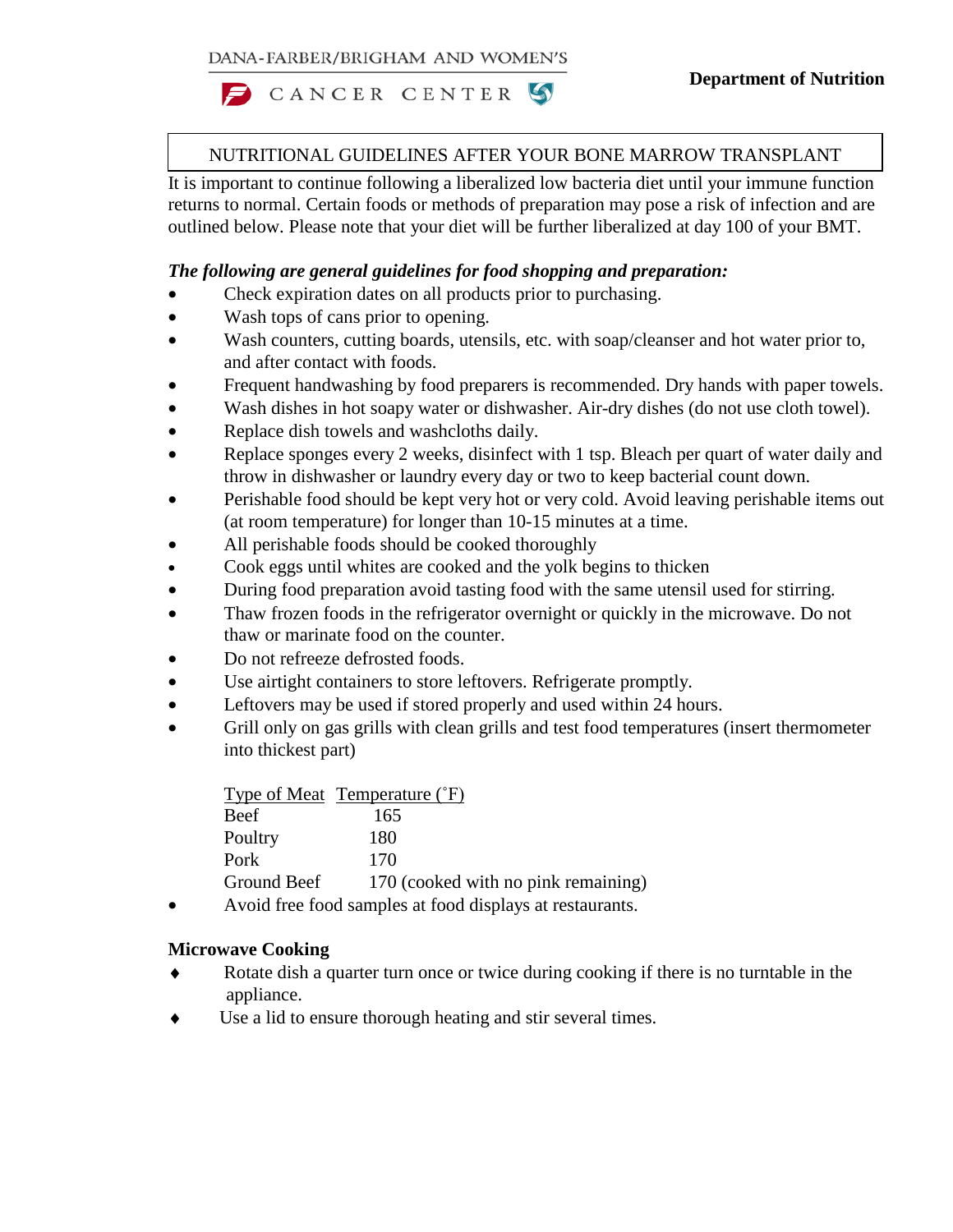DANA-FARBER/BRIGHAM AND WOMEN'S CANCER CENTER

**Department of Nutrition**

# NUTRITIONAL GUIDELINES AFTER YOUR BONE MARROW TRANSPLANT

It is important to continue following a liberalized low bacteria diet until your immune function returns to normal. Certain foods or methods of preparation may pose a risk of infection and are outlined below. Please note that your diet will be further liberalized at day 100 of your BMT.

***The following are general guidelines for food shopping and preparation:***

- Check expiration dates on all products prior to purchasing.
- Wash tops of cans prior to opening.
- Wash counters, cutting boards, utensils, etc. with soap/cleanser and hot water prior to, and after contact with foods.
- Frequent handwashing by food preparers is recommended. Dry hands with paper towels.
- Wash dishes in hot soapy water or dishwasher. Air-dry dishes (do not use cloth towel).
- Replace dish towels and washcloths daily.
- Replace sponges every 2 weeks, disinfect with 1 tsp. Bleach per quart of water daily and throw in dishwasher or laundry every day or two to keep bacterial count down.
- Perishable food should be kept very hot or very cold. Avoid leaving perishable items out (at room temperature) for longer than 10-15 minutes at a time.
- All perishable foods should be cooked thoroughly
- Cook eggs until whites are cooked and the yolk begins to thicken
- During food preparation avoid tasting food with the same utensil used for stirring.
- Thaw frozen foods in the refrigerator overnight or quickly in the microwave. Do not thaw or marinate food on the counter.
- Do not refreeze defrosted foods.
- Use airtight containers to store leftovers. Refrigerate promptly.
- Leftovers may be used if stored properly and used within 24 hours.
- Grill only on gas grills with clean grills and test food temperatures (insert thermometer into thickest part)

| Type of Meat | Temperature (˚F) |
|---|---|
| Beef | 165 |
| Poultry | 180 |
| Pork | 170 |
| Ground Beef | 170 (cooked with no pink remaining) |

- Avoid free food samples at food displays at restaurants.

**Microwave Cooking**

- ♦ Rotate dish a quarter turn once or twice during cooking if there is no turntable in the appliance.
- ♦ Use a lid to ensure thorough heating and stir several times.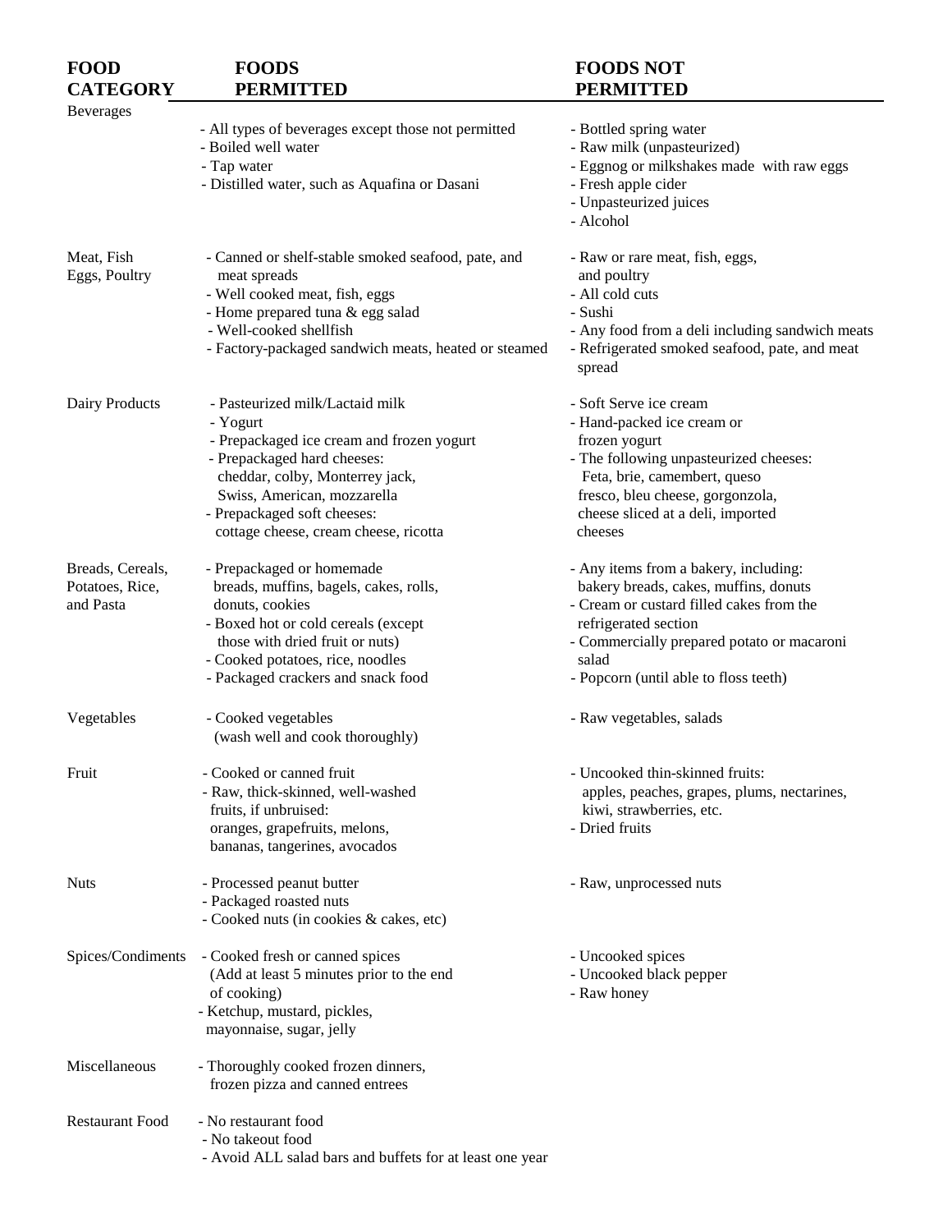| FOOD CATEGORY | FOODS PERMITTED | FOODS NOT PERMITTED |
|---|---|---|
| Beverages | - All types of beverages except those not permitted<br>- Boiled well water<br>- Tap water<br>- Distilled water, such as Aquafina or Dasani | - Bottled spring water<br>- Raw milk (unpasteurized)<br>- Eggnog or milkshakes made with raw eggs<br>- Fresh apple cider<br>- Unpasteurized juices<br>- Alcohol |
| Meat, Fish Eggs, Poultry | - Canned or shelf-stable smoked seafood, pate, and meat spreads<br>- Well cooked meat, fish, eggs<br>- Home prepared tuna & egg salad<br>- Well-cooked shellfish<br>- Factory-packaged sandwich meats, heated or steamed | - Raw or rare meat, fish, eggs, and poultry<br>- All cold cuts<br>- Sushi<br>- Any food from a deli including sandwich meats<br>- Refrigerated smoked seafood, pate, and meat spread |
| Dairy Products | - Pasteurized milk/Lactaid milk<br>- Yogurt<br>- Prepackaged ice cream and frozen yogurt<br>- Prepackaged hard cheeses: cheddar, colby, Monterrey jack, Swiss, American, mozzarella<br>- Prepackaged soft cheeses: cottage cheese, cream cheese, ricotta | - Soft Serve ice cream<br>- Hand-packed ice cream or frozen yogurt<br>- The following unpasteurized cheeses: Feta, brie, camembert, queso fresco, bleu cheese, gorgonzola, cheese sliced at a deli, imported cheeses |
| Breads, Cereals, Potatoes, Rice, and Pasta | - Prepackaged or homemade breads, muffins, bagels, cakes, rolls, donuts, cookies<br>- Boxed hot or cold cereals (except those with dried fruit or nuts)<br>- Cooked potatoes, rice, noodles<br>- Packaged crackers and snack food | - Any items from a bakery, including: bakery breads, cakes, muffins, donuts<br>- Cream or custard filled cakes from the refrigerated section<br>- Commercially prepared potato or macaroni salad<br>- Popcorn (until able to floss teeth) |
| Vegetables | - Cooked vegetables (wash well and cook thoroughly) | - Raw vegetables, salads |
| Fruit | - Cooked or canned fruit<br>- Raw, thick-skinned, well-washed fruits, if unbruised: oranges, grapefruits, melons, bananas, tangerines, avocados | - Uncooked thin-skinned fruits: apples, peaches, grapes, plums, nectarines, kiwi, strawberries, etc.<br>- Dried fruits |
| Nuts | - Processed peanut butter<br>- Packaged roasted nuts<br>- Cooked nuts (in cookies & cakes, etc) | - Raw, unprocessed nuts |
| Spices/Condiments | - Cooked fresh or canned spices (Add at least 5 minutes prior to the end of cooking)<br>- Ketchup, mustard, pickles, mayonnaise, sugar, jelly | - Uncooked spices<br>- Uncooked black pepper<br>- Raw honey |
| Miscellaneous | - Thoroughly cooked frozen dinners, frozen pizza and canned entrees | |
| Restaurant Food | - No restaurant food<br>- No takeout food<br>- Avoid ALL salad bars and buffets for at least one year | |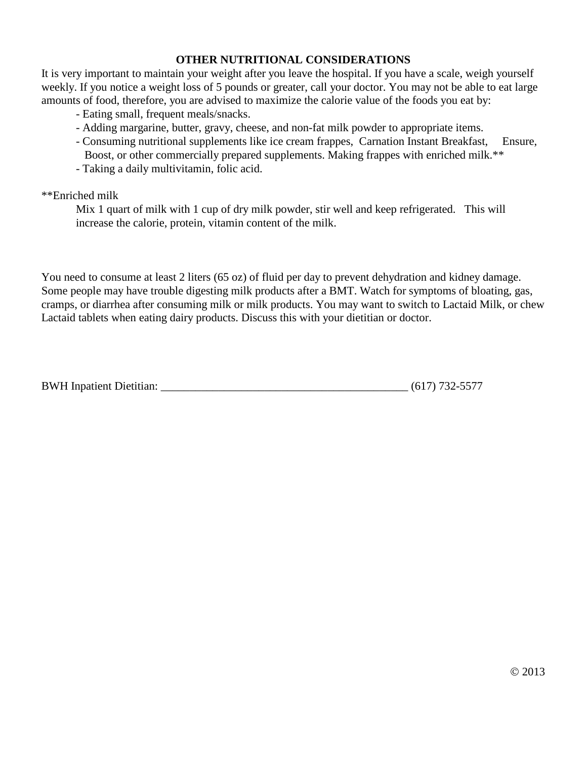## OTHER NUTRITIONAL CONSIDERATIONS

It is very important to maintain your weight after you leave the hospital. If you have a scale, weigh yourself weekly. If you notice a weight loss of 5 pounds or greater, call your doctor. You may not be able to eat large amounts of food, therefore, you are advised to maximize the calorie value of the foods you eat by:

- Eating small, frequent meals/snacks.
- Adding margarine, butter, gravy, cheese, and non-fat milk powder to appropriate items.
- Consuming nutritional supplements like ice cream frappes, Carnation Instant Breakfast, Ensure, Boost, or other commercially prepared supplements. Making frappes with enriched milk.**
- Taking a daily multivitamin, folic acid.

**Enriched milk

Mix 1 quart of milk with 1 cup of dry milk powder, stir well and keep refrigerated. This will increase the calorie, protein, vitamin content of the milk.

You need to consume at least 2 liters (65 oz) of fluid per day to prevent dehydration and kidney damage. Some people may have trouble digesting milk products after a BMT. Watch for symptoms of bloating, gas, cramps, or diarrhea after consuming milk or milk products. You may want to switch to Lactaid Milk, or chew Lactaid tablets when eating dairy products. Discuss this with your dietitian or doctor.

BWH Inpatient Dietitian: ___________________________________________ (617) 732-5577

© 2013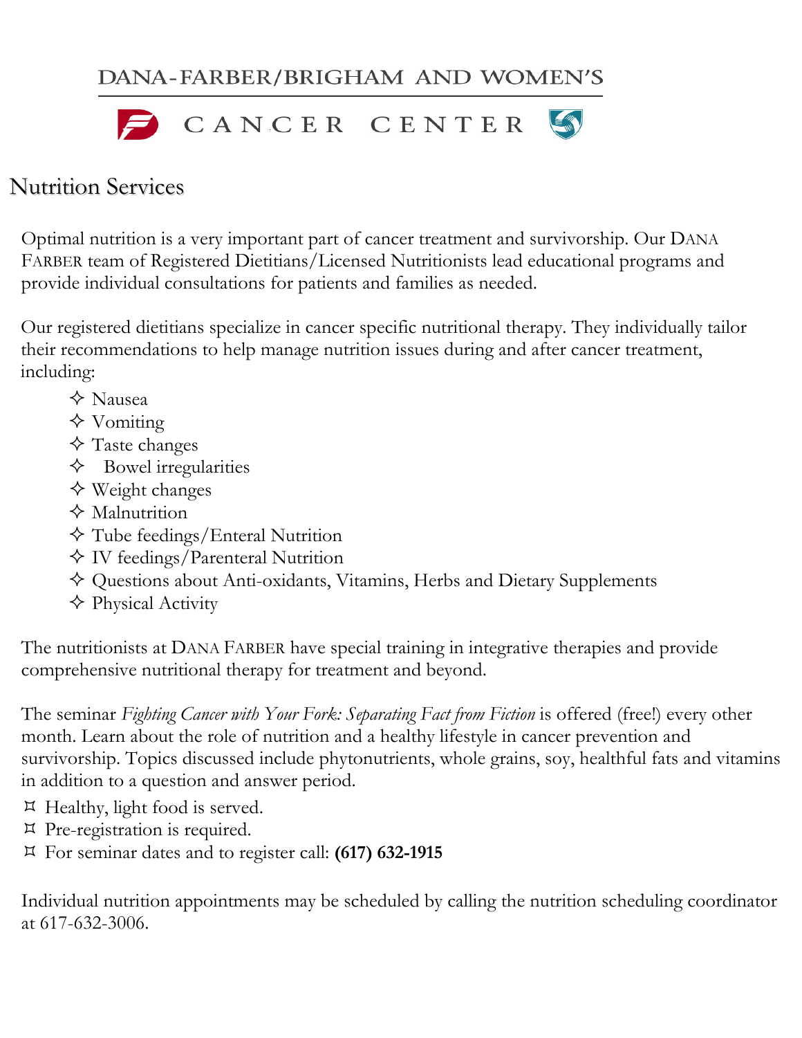DANA-FARBER/BRIGHAM AND WOMEN'S

CANCER CENTER

# Nutrition Services

Optimal nutrition is a very important part of cancer treatment and survivorship. Our DANA FARBER team of Registered Dietitians/Licensed Nutritionists lead educational programs and provide individual consultations for patients and families as needed.

Our registered dietitians specialize in cancer specific nutritional therapy. They individually tailor their recommendations to help manage nutrition issues during and after cancer treatment, including:

- Nausea
- Vomiting
- Taste changes
- Bowel irregularities
- Weight changes
- Malnutrition
- Tube feedings/Enteral Nutrition
- IV feedings/Parenteral Nutrition
- Questions about Anti-oxidants, Vitamins, Herbs and Dietary Supplements
- Physical Activity

The nutritionists at DANA FARBER have special training in integrative therapies and provide comprehensive nutritional therapy for treatment and beyond.

The seminar *Fighting Cancer with Your Fork: Separating Fact from Fiction* is offered (free!) every other month. Learn about the role of nutrition and a healthy lifestyle in cancer prevention and survivorship. Topics discussed include phytonutrients, whole grains, soy, healthful fats and vitamins in addition to a question and answer period.

- Healthy, light food is served.
- Pre-registration is required.
- For seminar dates and to register call: **(617) 632-1915**

Individual nutrition appointments may be scheduled by calling the nutrition scheduling coordinator at 617-632-3006.